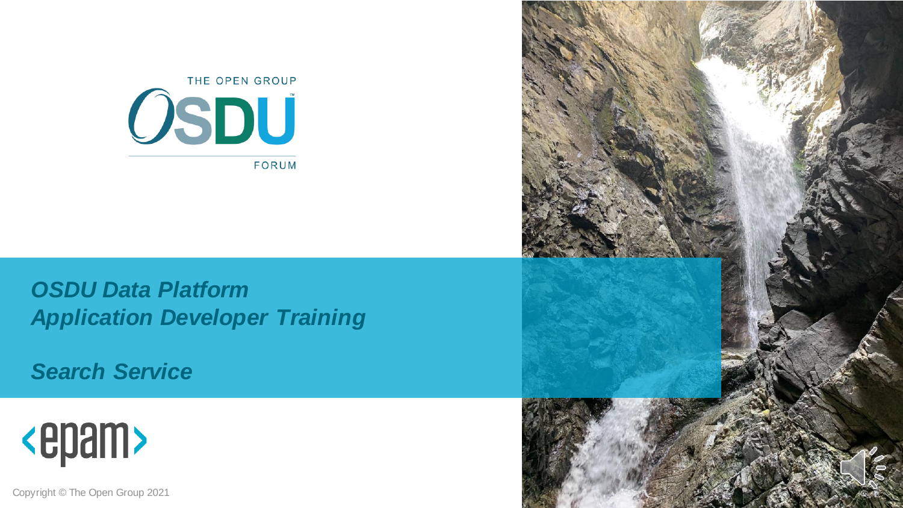THE OPEN GROUP

OSDU™

FORUM

# OSDU Data Platform Application Developer Training

## Search Service

epam

Copyright © The Open Group 2021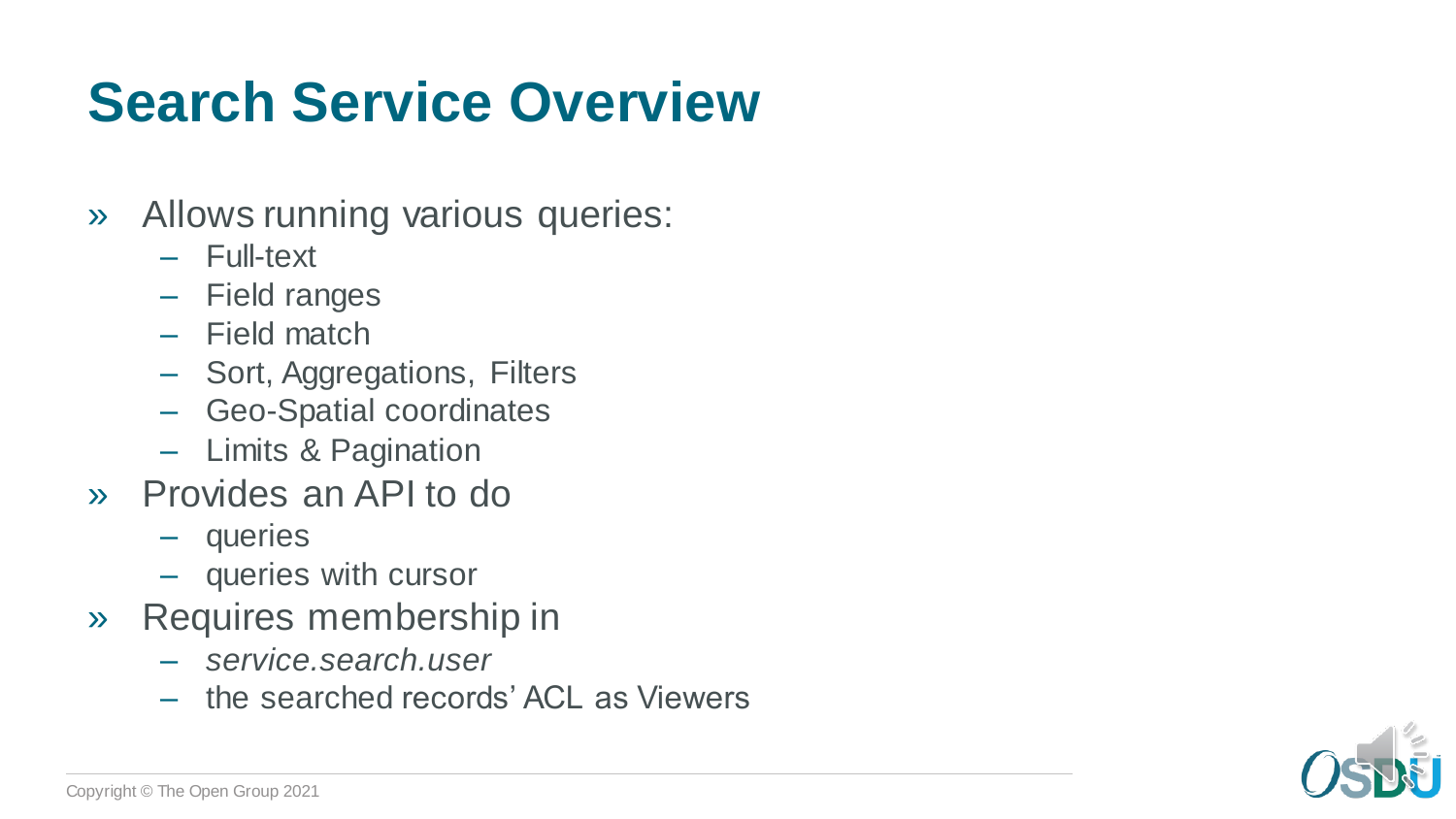# Search Service Overview

- Allows running various queries:
  - Full-text
  - Field ranges
  - Field match
  - Sort, Aggregations, Filters
  - Geo-Spatial coordinates
  - Limits & Pagination
- Provides an API to do
  - queries
  - queries with cursor
- Requires membership in
  - *service.search.user*
  - the searched records' ACL as Viewers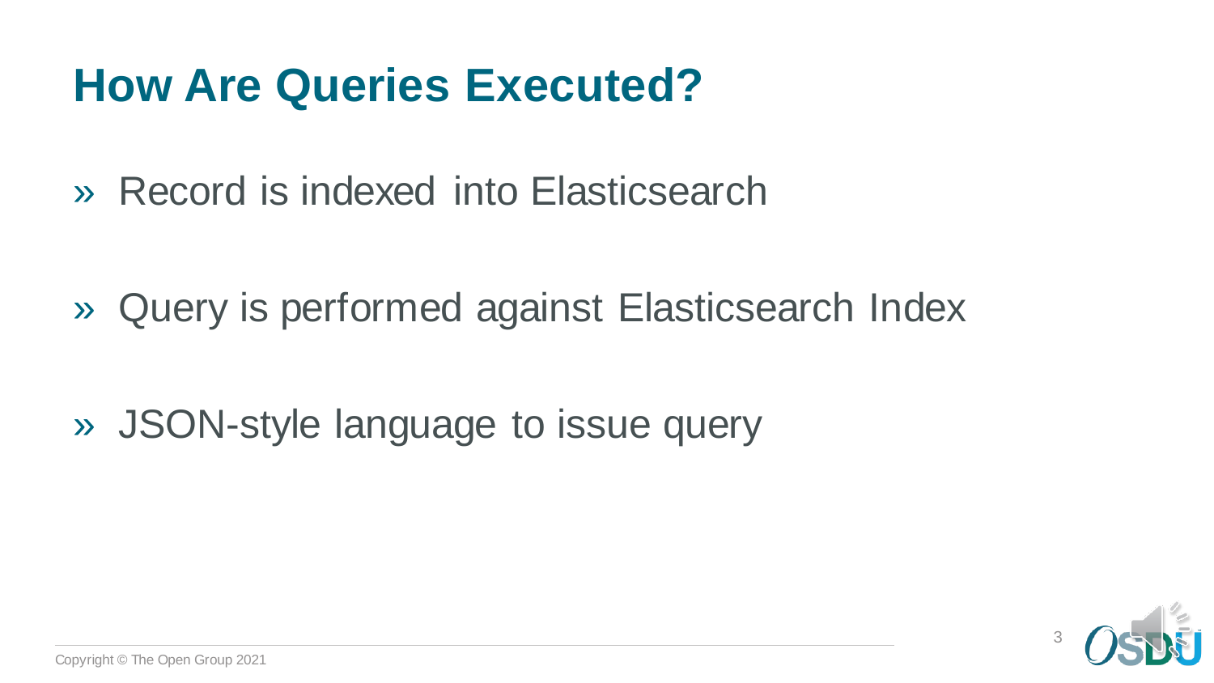# How Are Queries Executed?

- Record is indexed into Elasticsearch
- Query is performed against Elasticsearch Index
- JSON-style language to issue query

Copyright © The Open Group 2021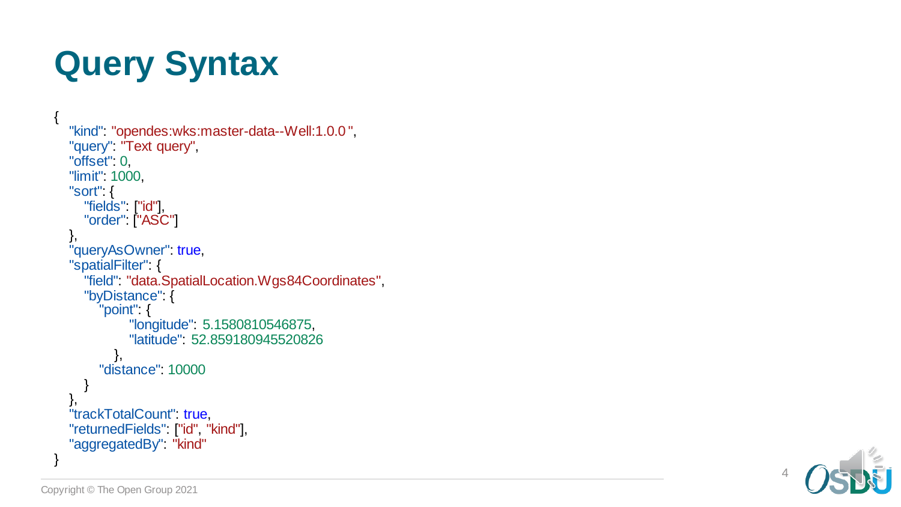# Query Syntax

```
{
   "kind": "opendes:wks:master-data--Well:1.0.0",
   "query": "Text query",
   "offset": 0,
   "limit": 1000,
   "sort": {
      "fields": ["id"],
      "order": ["ASC"]
   },
   "queryAsOwner": true,
   "spatialFilter": {
      "field": "data.SpatialLocation.Wgs84Coordinates",
      "byDistance": {
         "point": {
               "longitude": 5.1580810546875,
               "latitude": 52.859180945520826
            },
         "distance": 10000
      }
   },
   "trackTotalCount": true,
   "returnedFields": ["id", "kind"],
   "aggregatedBy": "kind"
}
```

Copyright © The Open Group 2021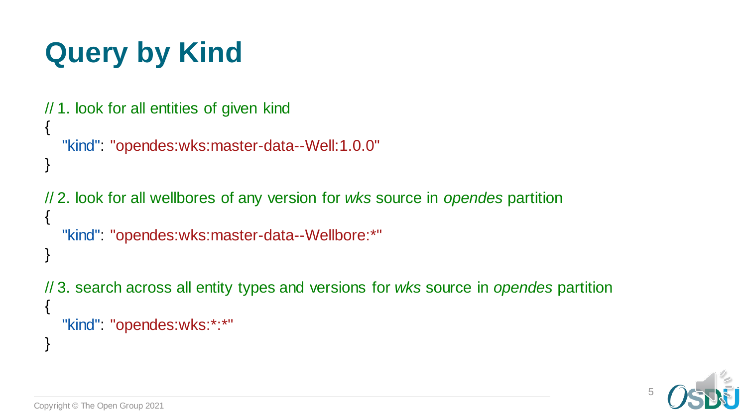# Query by Kind

```
// 1. look for all entities of given kind
{
  "kind": "opendes:wks:master-data--Well:1.0.0"
}

// 2. look for all wellbores of any version for wks source in opendes partition
{
  "kind": "opendes:wks:master-data--Wellbore:*"
}

// 3. search across all entity types and versions for wks source in opendes partition
{
  "kind": "opendes:wks:*:*"
}
```

Copyright © The Open Group 2021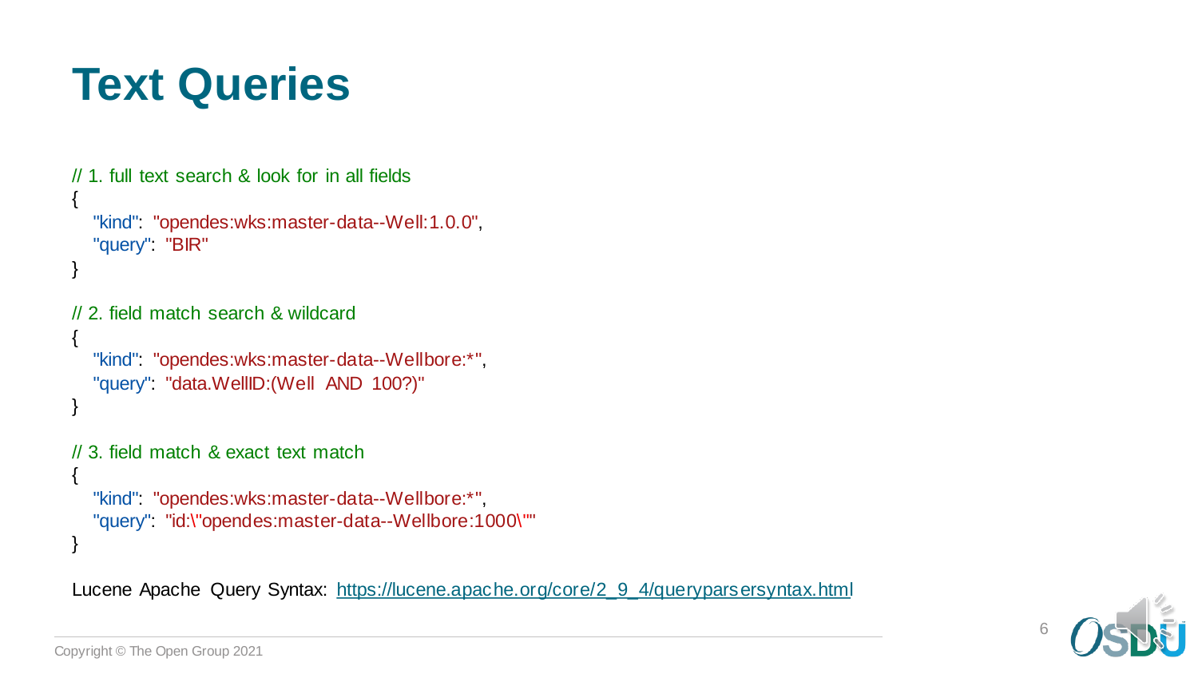# Text Queries

```
// 1. full text search & look for in all fields
{
   "kind": "opendes:wks:master-data--Well:1.0.0",
   "query": "BIR"
}

// 2. field match search & wildcard
{
   "kind": "opendes:wks:master-data--Wellbore:*",
   "query": "data.WellID:(Well AND 100?)"
}

// 3. field match & exact text match
{
   "kind": "opendes:wks:master-data--Wellbore:*",
   "query": "id:\"opendes:master-data--Wellbore:1000\""
}
```

Lucene Apache Query Syntax: https://lucene.apache.org/core/2_9_4/queryparsersyntax.html

Copyright © The Open Group 2021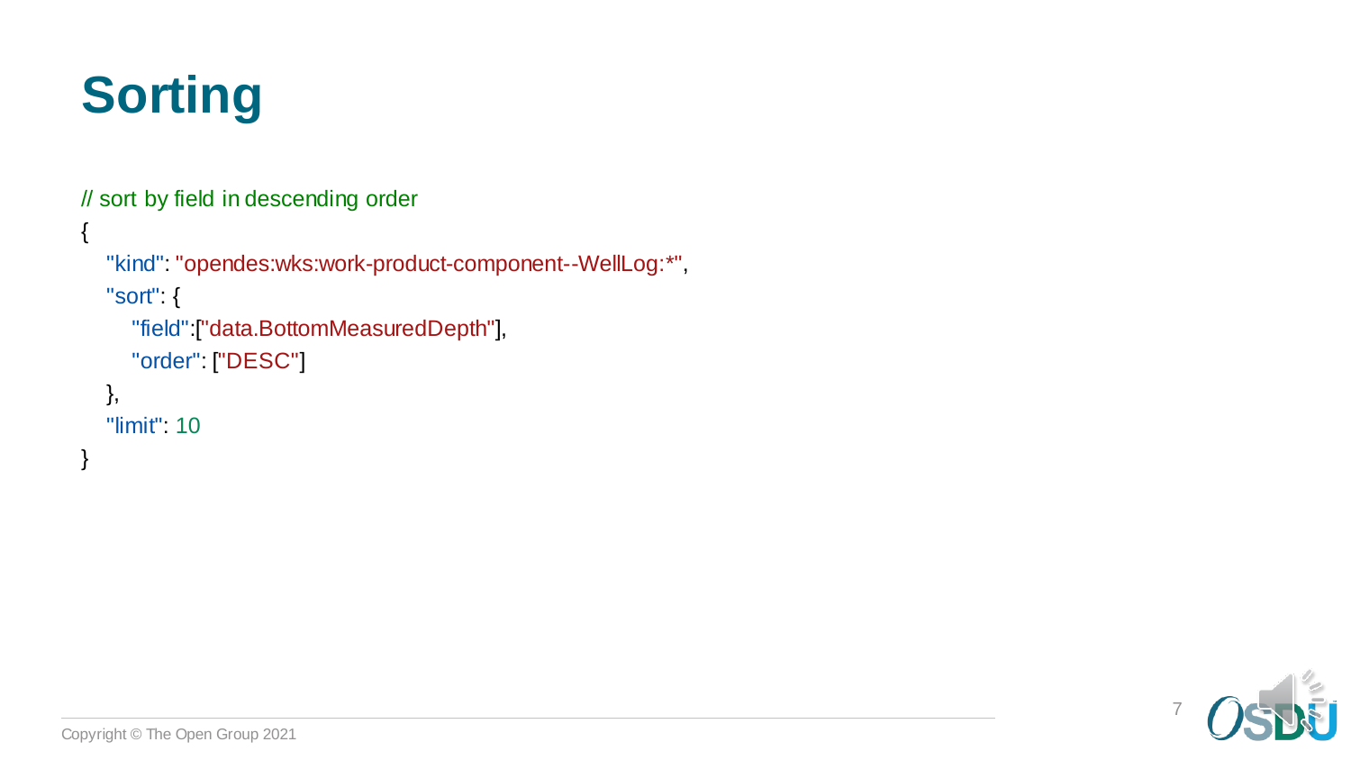# Sorting

```
// sort by field in descending order
{
   "kind": "opendes:wks:work-product-component--WellLog:*",
   "sort": {
      "field":["data.BottomMeasuredDepth"],
      "order": ["DESC"]
   },
   "limit": 10
}
```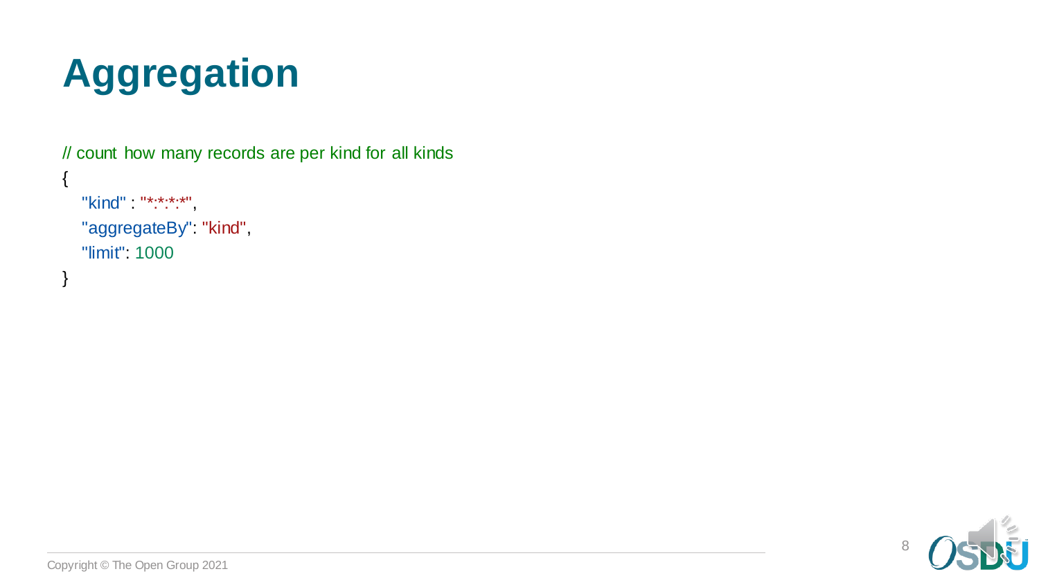# Aggregation

```
// count how many records are per kind for all kinds
{
   "kind" : "*:*:*:*",
   "aggregateBy": "kind",
   "limit": 1000
}
```

Copyright © The Open Group 2021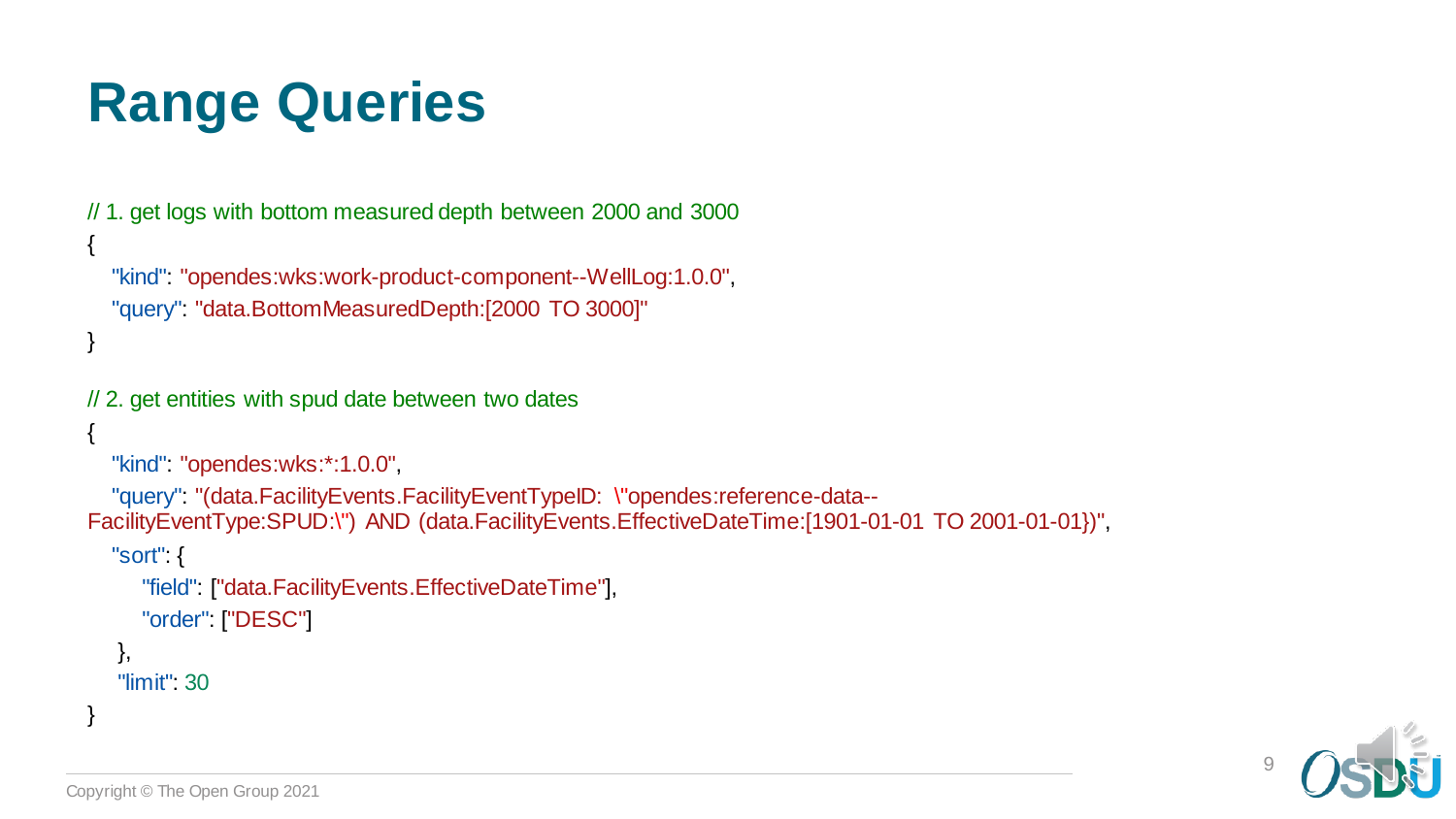# Range Queries

```
// 1. get logs with bottom measured depth between 2000 and 3000
{
   "kind": "opendes:wks:work-product-component--WellLog:1.0.0",
   "query": "data.BottomMeasuredDepth:[2000 TO 3000]"
}

// 2. get entities with spud date between two dates
{
   "kind": "opendes:wks:*:1.0.0",
   "query": "(data.FacilityEvents.FacilityEventTypeID: \"opendes:reference-data--FacilityEventType:SPUD:\") AND (data.FacilityEvents.EffectiveDateTime:[1901-01-01 TO 2001-01-01})",
   "sort": {
      "field": ["data.FacilityEvents.EffectiveDateTime"],
      "order": ["DESC"]
   },
   "limit": 30
}
```

Copyright © The Open Group 2021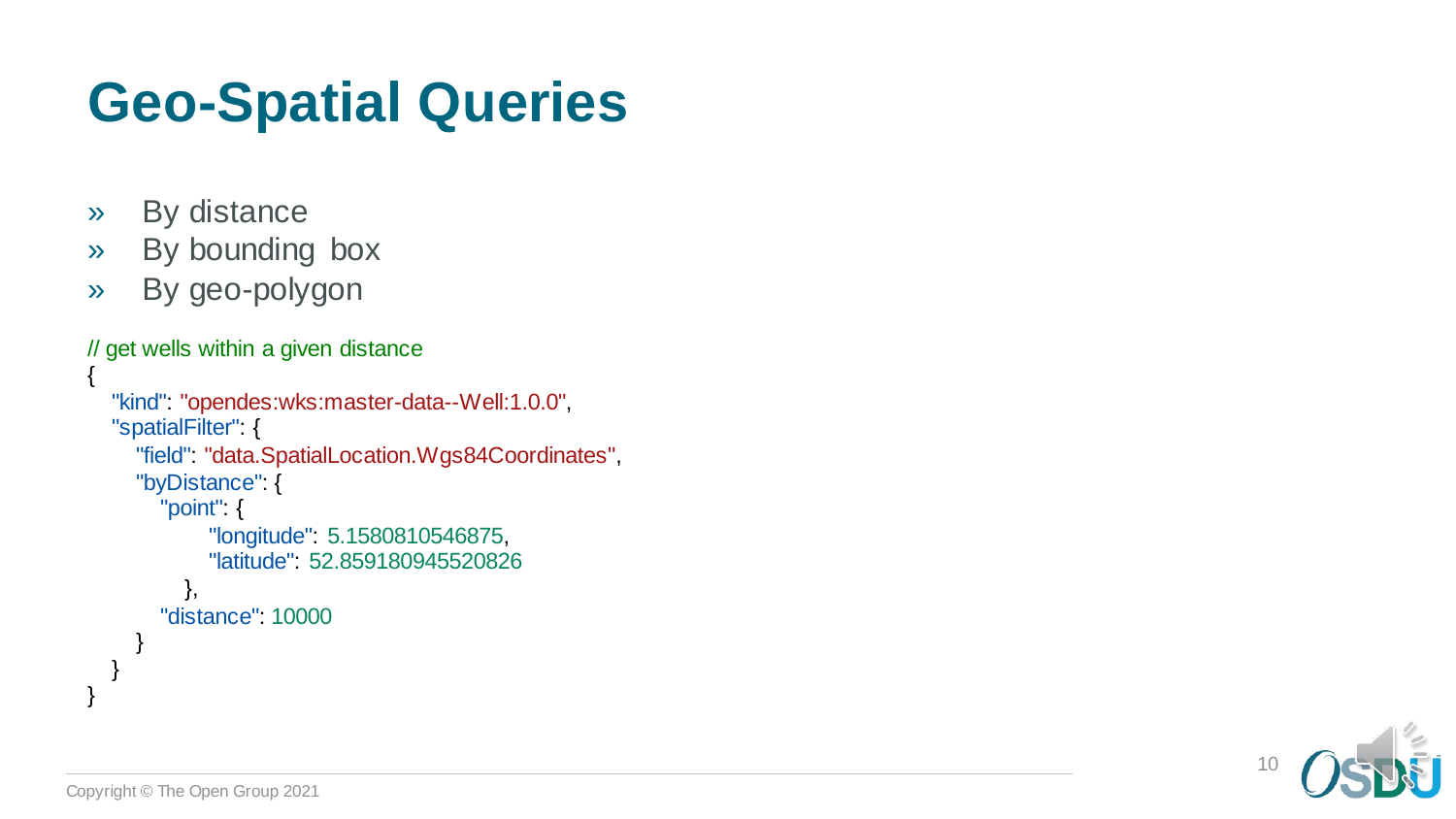# Geo-Spatial Queries

- By distance
- By bounding box
- By geo-polygon

```
// get wells within a given distance
{
   "kind": "opendes:wks:master-data--Well:1.0.0",
   "spatialFilter": {
      "field": "data.SpatialLocation.Wgs84Coordinates",
      "byDistance": {
         "point": {
               "longitude": 5.1580810546875,
               "latitude": 52.859180945520826
            },
         "distance": 10000
      }
   }
}
```

Copyright © The Open Group 2021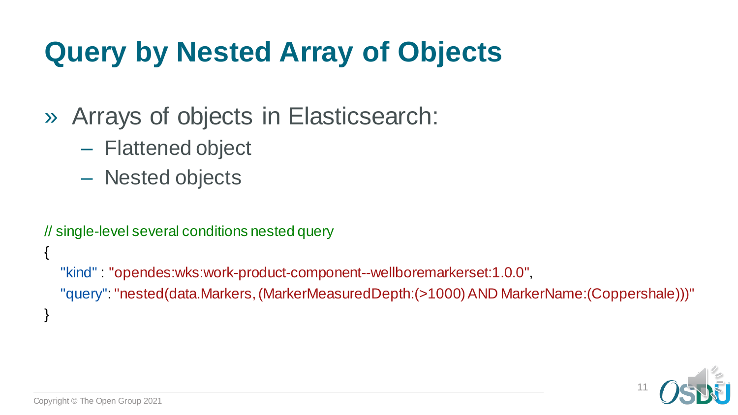# Query by Nested Array of Objects

- Arrays of objects in Elasticsearch:
  - Flattened object
  - Nested objects

```
// single-level several conditions nested query
{
  "kind" : "opendes:wks:work-product-component--wellboremarkerset:1.0.0",
  "query": "nested(data.Markers, (MarkerMeasuredDepth:(>1000) AND MarkerName:(Coppershale)))"
}
```

Copyright © The Open Group 2021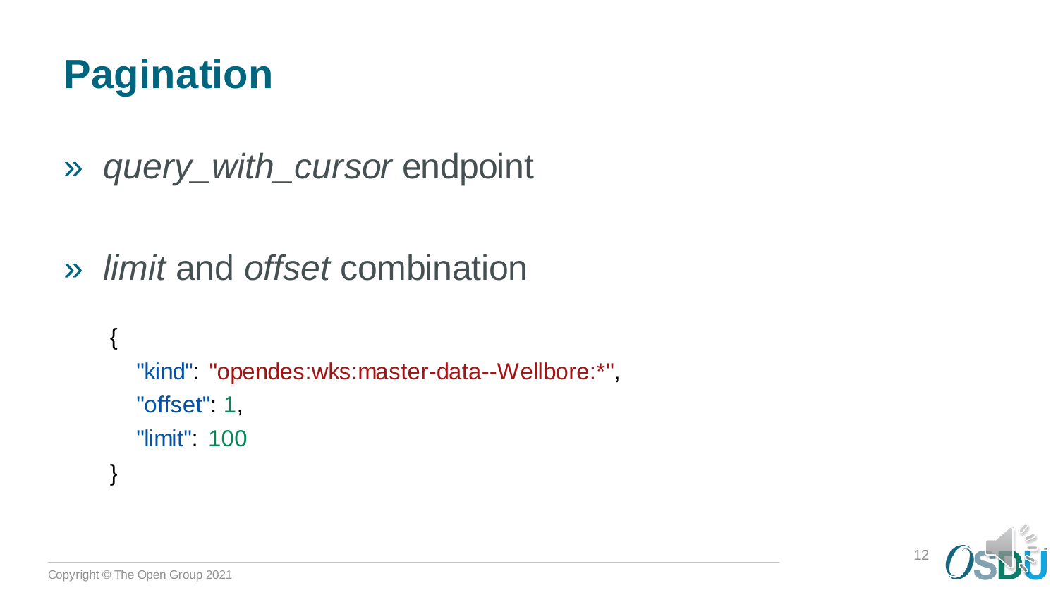# Pagination

- *query_with_cursor* endpoint

- *limit* and *offset* combination

```
{
  "kind": "opendes:wks:master-data--Wellbore:*",
  "offset": 1,
  "limit": 100
}
```

Copyright © The Open Group 2021